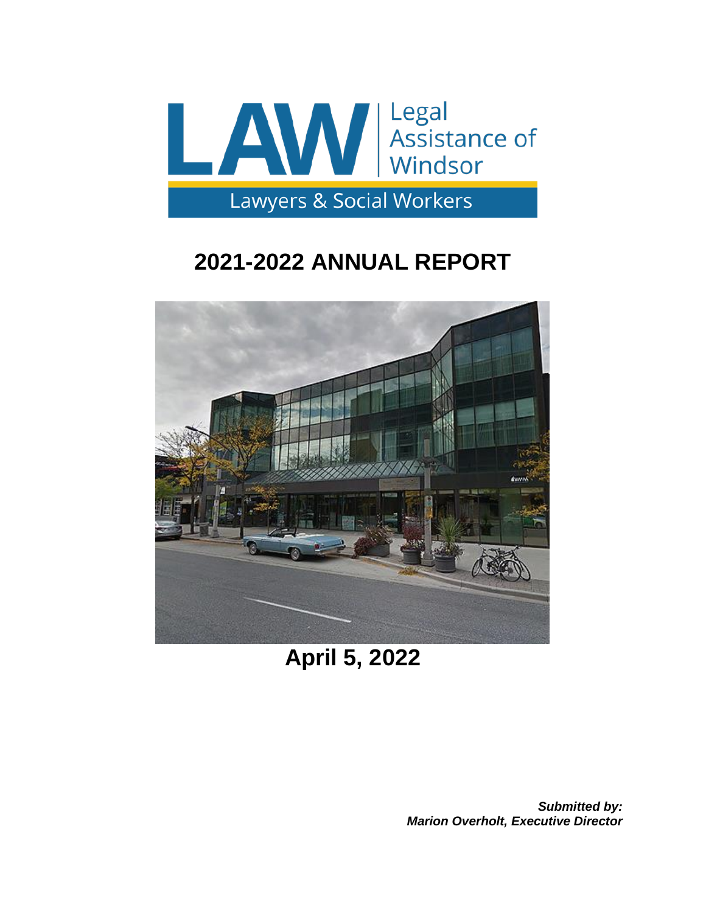LAW | Legal Assistance of Windsor

Lawyers & Social Workers

# 2021-2022 ANNUAL REPORT

**April 5, 2022**

***Submitted by:***
***Marion Overholt, Executive Director***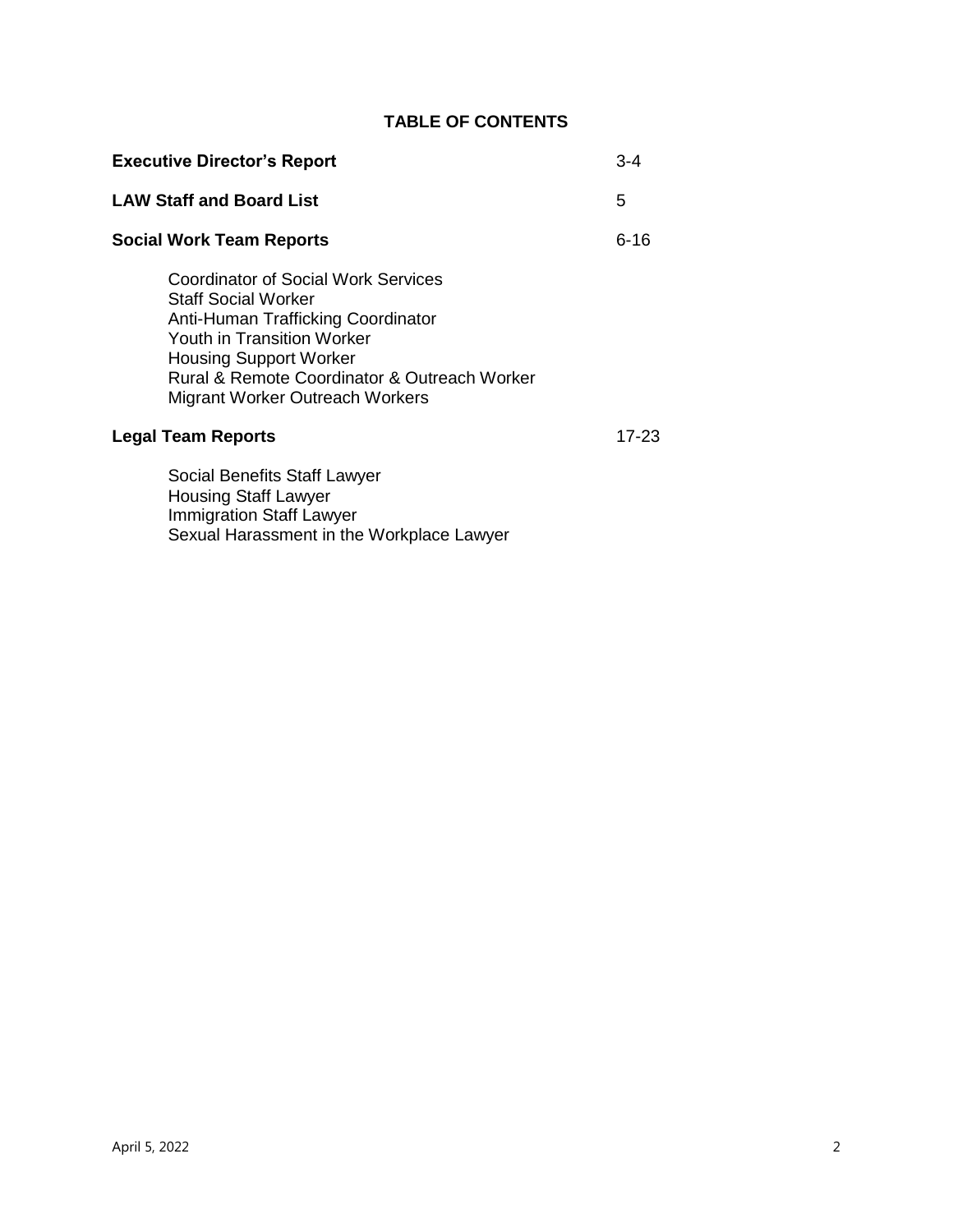**TABLE OF CONTENTS**

| | |
|---|---|
| **Executive Director's Report** | 3-4 |
| **LAW Staff and Board List** | 5 |
| **Social Work Team Reports** | 6-16 |
| Coordinator of Social Work Services<br>Staff Social Worker<br>Anti-Human Trafficking Coordinator<br>Youth in Transition Worker<br>Housing Support Worker<br>Rural & Remote Coordinator & Outreach Worker<br>Migrant Worker Outreach Workers | |
| **Legal Team Reports** | 17-23 |
| Social Benefits Staff Lawyer<br>Housing Staff Lawyer<br>Immigration Staff Lawyer<br>Sexual Harassment in the Workplace Lawyer | |

April 5, 2022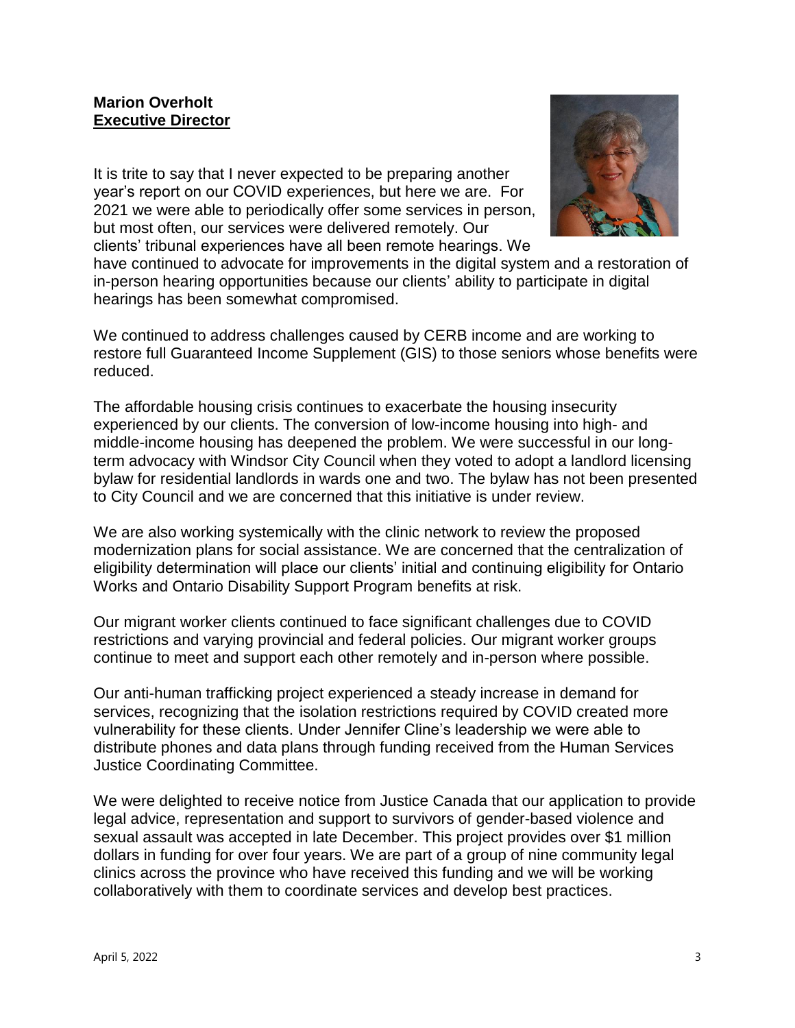**Marion Overholt**
**Executive Director**

It is trite to say that I never expected to be preparing another year's report on our COVID experiences, but here we are. For 2021 we were able to periodically offer some services in person, but most often, our services were delivered remotely. Our clients' tribunal experiences have all been remote hearings. We have continued to advocate for improvements in the digital system and a restoration of in-person hearing opportunities because our clients' ability to participate in digital hearings has been somewhat compromised.

We continued to address challenges caused by CERB income and are working to restore full Guaranteed Income Supplement (GIS) to those seniors whose benefits were reduced.

The affordable housing crisis continues to exacerbate the housing insecurity experienced by our clients. The conversion of low-income housing into high- and middle-income housing has deepened the problem. We were successful in our long-term advocacy with Windsor City Council when they voted to adopt a landlord licensing bylaw for residential landlords in wards one and two. The bylaw has not been presented to City Council and we are concerned that this initiative is under review.

We are also working systemically with the clinic network to review the proposed modernization plans for social assistance. We are concerned that the centralization of eligibility determination will place our clients' initial and continuing eligibility for Ontario Works and Ontario Disability Support Program benefits at risk.

Our migrant worker clients continued to face significant challenges due to COVID restrictions and varying provincial and federal policies. Our migrant worker groups continue to meet and support each other remotely and in-person where possible.

Our anti-human trafficking project experienced a steady increase in demand for services, recognizing that the isolation restrictions required by COVID created more vulnerability for these clients. Under Jennifer Cline's leadership we were able to distribute phones and data plans through funding received from the Human Services Justice Coordinating Committee.

We were delighted to receive notice from Justice Canada that our application to provide legal advice, representation and support to survivors of gender-based violence and sexual assault was accepted in late December. This project provides over $1 million dollars in funding for over four years. We are part of a group of nine community legal clinics across the province who have received this funding and we will be working collaboratively with them to coordinate services and develop best practices.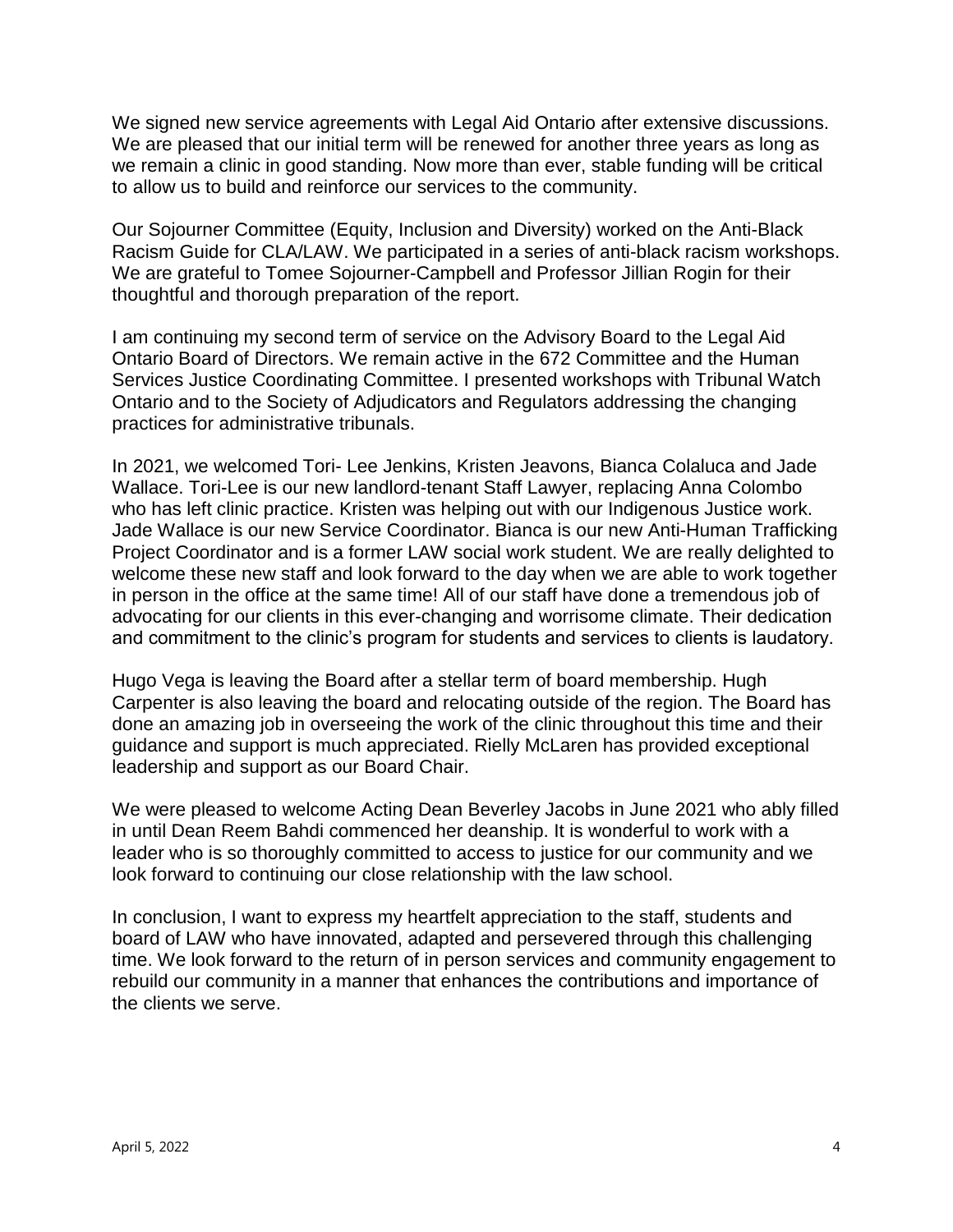We signed new service agreements with Legal Aid Ontario after extensive discussions. We are pleased that our initial term will be renewed for another three years as long as we remain a clinic in good standing. Now more than ever, stable funding will be critical to allow us to build and reinforce our services to the community.

Our Sojourner Committee (Equity, Inclusion and Diversity) worked on the Anti-Black Racism Guide for CLA/LAW. We participated in a series of anti-black racism workshops. We are grateful to Tomee Sojourner-Campbell and Professor Jillian Rogin for their thoughtful and thorough preparation of the report.

I am continuing my second term of service on the Advisory Board to the Legal Aid Ontario Board of Directors. We remain active in the 672 Committee and the Human Services Justice Coordinating Committee. I presented workshops with Tribunal Watch Ontario and to the Society of Adjudicators and Regulators addressing the changing practices for administrative tribunals.

In 2021, we welcomed Tori- Lee Jenkins, Kristen Jeavons, Bianca Colaluca and Jade Wallace. Tori-Lee is our new landlord-tenant Staff Lawyer, replacing Anna Colombo who has left clinic practice. Kristen was helping out with our Indigenous Justice work. Jade Wallace is our new Service Coordinator. Bianca is our new Anti-Human Trafficking Project Coordinator and is a former LAW social work student. We are really delighted to welcome these new staff and look forward to the day when we are able to work together in person in the office at the same time! All of our staff have done a tremendous job of advocating for our clients in this ever-changing and worrisome climate. Their dedication and commitment to the clinic's program for students and services to clients is laudatory.

Hugo Vega is leaving the Board after a stellar term of board membership. Hugh Carpenter is also leaving the board and relocating outside of the region. The Board has done an amazing job in overseeing the work of the clinic throughout this time and their guidance and support is much appreciated. Rielly McLaren has provided exceptional leadership and support as our Board Chair.

We were pleased to welcome Acting Dean Beverley Jacobs in June 2021 who ably filled in until Dean Reem Bahdi commenced her deanship. It is wonderful to work with a leader who is so thoroughly committed to access to justice for our community and we look forward to continuing our close relationship with the law school.

In conclusion, I want to express my heartfelt appreciation to the staff, students and board of LAW who have innovated, adapted and persevered through this challenging time. We look forward to the return of in person services and community engagement to rebuild our community in a manner that enhances the contributions and importance of the clients we serve.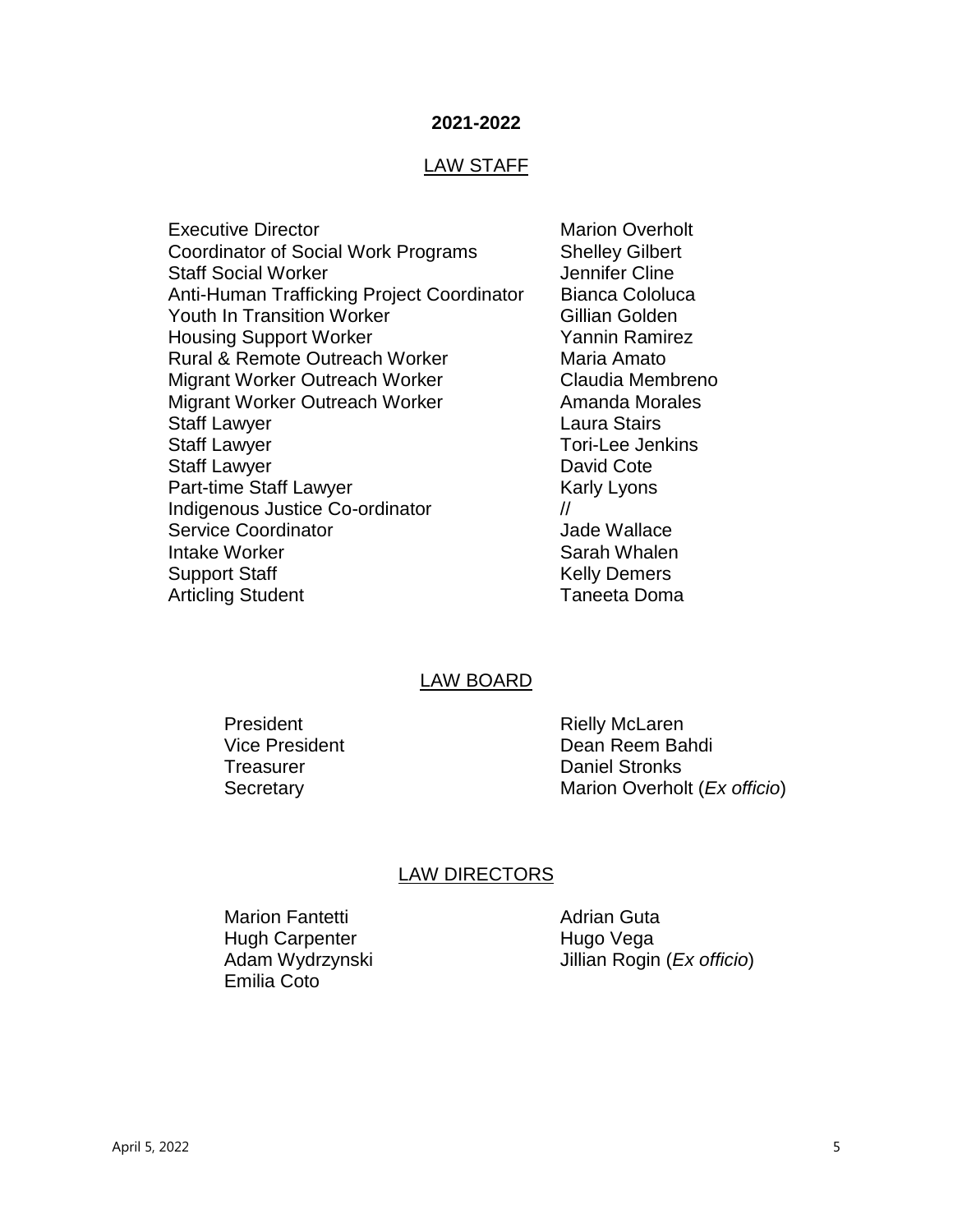## 2021-2022

### LAW STAFF

| | |
|---|---|
| Executive Director | Marion Overholt |
| Coordinator of Social Work Programs | Shelley Gilbert |
| Staff Social Worker | Jennifer Cline |
| Anti-Human Trafficking Project Coordinator | Bianca Cololuca |
| Youth In Transition Worker | Gillian Golden |
| Housing Support Worker | Yannin Ramirez |
| Rural & Remote Outreach Worker | Maria Amato |
| Migrant Worker Outreach Worker | Claudia Membreno |
| Migrant Worker Outreach Worker | Amanda Morales |
| Staff Lawyer | Laura Stairs |
| Staff Lawyer | Tori-Lee Jenkins |
| Staff Lawyer | David Cote |
| Part-time Staff Lawyer | Karly Lyons |
| Indigenous Justice Co-ordinator | // |
| Service Coordinator | Jade Wallace |
| Intake Worker | Sarah Whalen |
| Support Staff | Kelly Demers |
| Articling Student | Taneeta Doma |

### LAW BOARD

| | |
|---|---|
| President | Rielly McLaren |
| Vice President | Dean Reem Bahdi |
| Treasurer | Daniel Stronks |
| Secretary | Marion Overholt (*Ex officio*) |

### LAW DIRECTORS

| | |
|---|---|
| Marion Fantetti | Adrian Guta |
| Hugh Carpenter | Hugo Vega |
| Adam Wydrzynski | Jillian Rogin (*Ex officio*) |
| Emilia Coto | |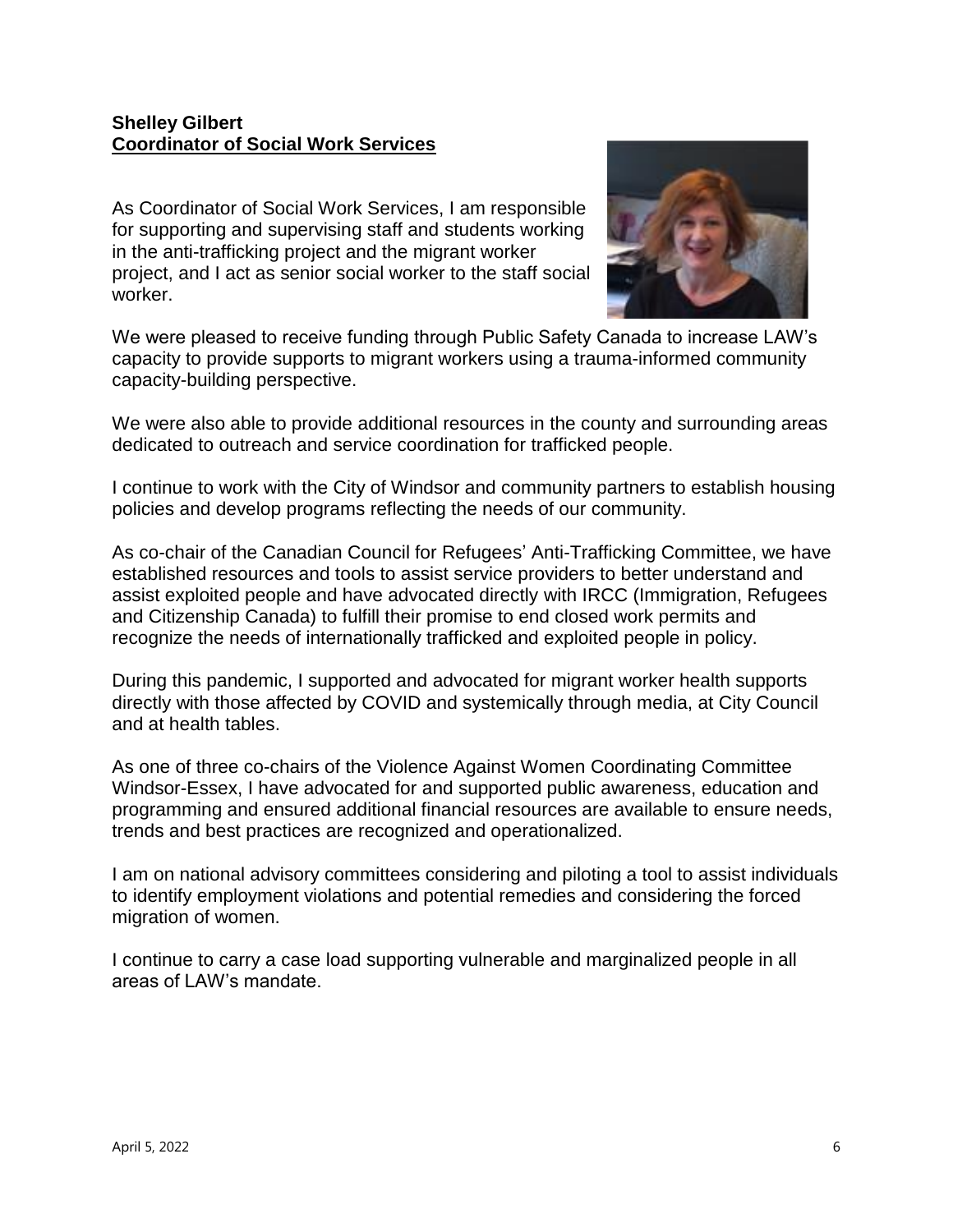**Shelley Gilbert**
**Coordinator of Social Work Services**

As Coordinator of Social Work Services, I am responsible for supporting and supervising staff and students working in the anti-trafficking project and the migrant worker project, and I act as senior social worker to the staff social worker.

We were pleased to receive funding through Public Safety Canada to increase LAW's capacity to provide supports to migrant workers using a trauma-informed community capacity-building perspective.

We were also able to provide additional resources in the county and surrounding areas dedicated to outreach and service coordination for trafficked people.

I continue to work with the City of Windsor and community partners to establish housing policies and develop programs reflecting the needs of our community.

As co-chair of the Canadian Council for Refugees' Anti-Trafficking Committee, we have established resources and tools to assist service providers to better understand and assist exploited people and have advocated directly with IRCC (Immigration, Refugees and Citizenship Canada) to fulfill their promise to end closed work permits and recognize the needs of internationally trafficked and exploited people in policy.

During this pandemic, I supported and advocated for migrant worker health supports directly with those affected by COVID and systemically through media, at City Council and at health tables.

As one of three co-chairs of the Violence Against Women Coordinating Committee Windsor-Essex, I have advocated for and supported public awareness, education and programming and ensured additional financial resources are available to ensure needs, trends and best practices are recognized and operationalized.

I am on national advisory committees considering and piloting a tool to assist individuals to identify employment violations and potential remedies and considering the forced migration of women.

I continue to carry a case load supporting vulnerable and marginalized people in all areas of LAW's mandate.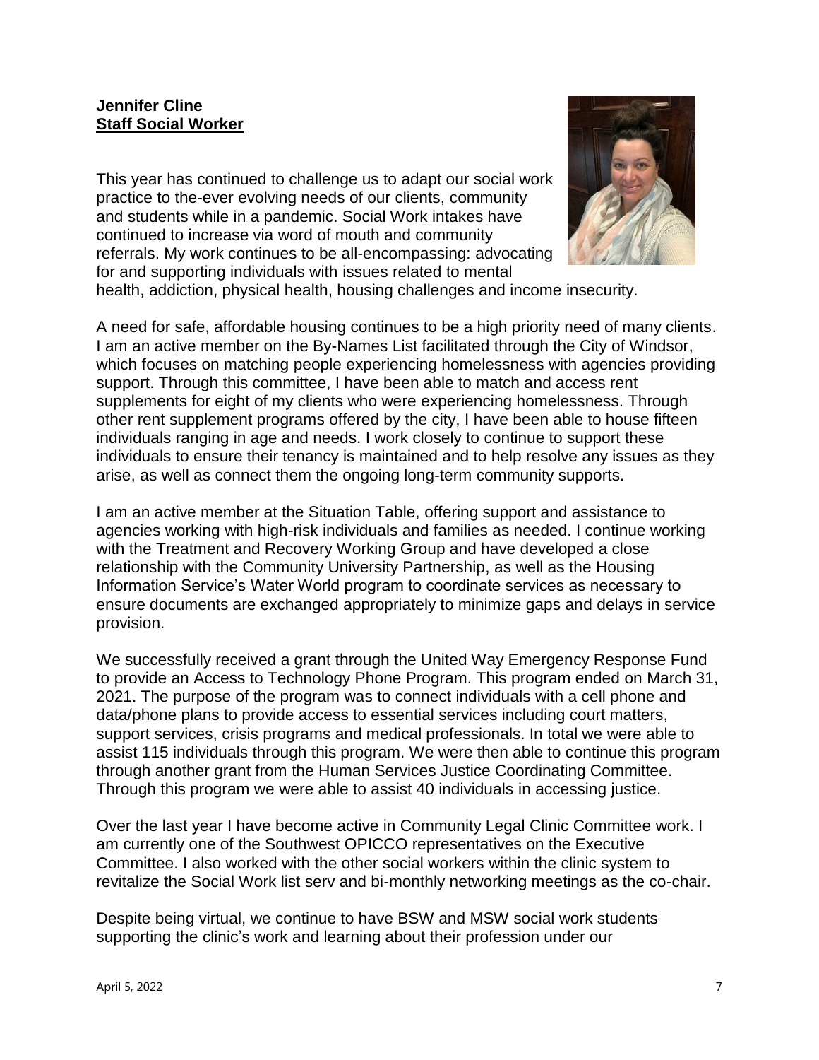**Jennifer Cline**
**Staff Social Worker**

This year has continued to challenge us to adapt our social work practice to the-ever evolving needs of our clients, community and students while in a pandemic. Social Work intakes have continued to increase via word of mouth and community referrals. My work continues to be all-encompassing: advocating for and supporting individuals with issues related to mental health, addiction, physical health, housing challenges and income insecurity.

A need for safe, affordable housing continues to be a high priority need of many clients. I am an active member on the By-Names List facilitated through the City of Windsor, which focuses on matching people experiencing homelessness with agencies providing support. Through this committee, I have been able to match and access rent supplements for eight of my clients who were experiencing homelessness. Through other rent supplement programs offered by the city, I have been able to house fifteen individuals ranging in age and needs. I work closely to continue to support these individuals to ensure their tenancy is maintained and to help resolve any issues as they arise, as well as connect them the ongoing long-term community supports.

I am an active member at the Situation Table, offering support and assistance to agencies working with high-risk individuals and families as needed. I continue working with the Treatment and Recovery Working Group and have developed a close relationship with the Community University Partnership, as well as the Housing Information Service's Water World program to coordinate services as necessary to ensure documents are exchanged appropriately to minimize gaps and delays in service provision.

We successfully received a grant through the United Way Emergency Response Fund to provide an Access to Technology Phone Program. This program ended on March 31, 2021. The purpose of the program was to connect individuals with a cell phone and data/phone plans to provide access to essential services including court matters, support services, crisis programs and medical professionals. In total we were able to assist 115 individuals through this program. We were then able to continue this program through another grant from the Human Services Justice Coordinating Committee. Through this program we were able to assist 40 individuals in accessing justice.

Over the last year I have become active in Community Legal Clinic Committee work. I am currently one of the Southwest OPICCO representatives on the Executive Committee. I also worked with the other social workers within the clinic system to revitalize the Social Work list serv and bi-monthly networking meetings as the co-chair.

Despite being virtual, we continue to have BSW and MSW social work students supporting the clinic's work and learning about their profession under our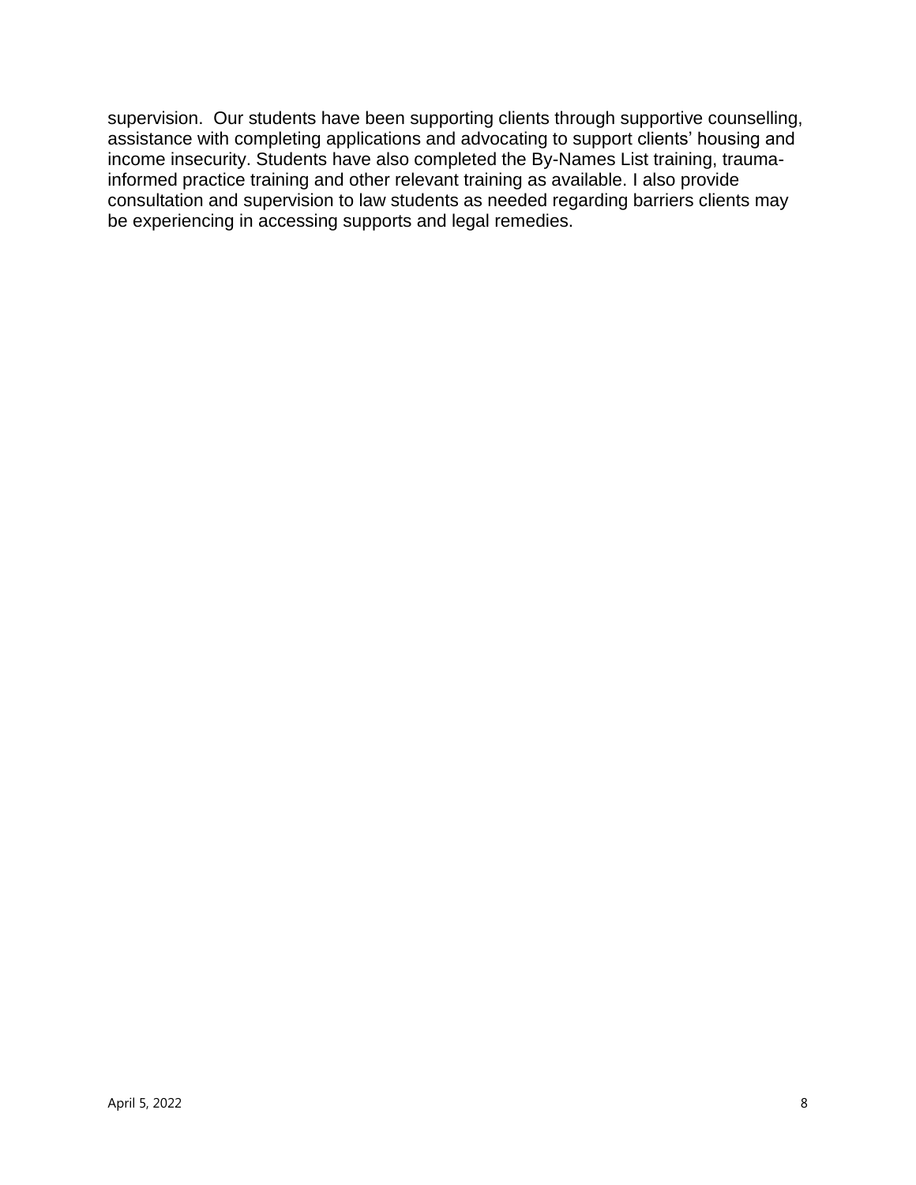supervision. Our students have been supporting clients through supportive counselling, assistance with completing applications and advocating to support clients' housing and income insecurity. Students have also completed the By-Names List training, trauma-informed practice training and other relevant training as available. I also provide consultation and supervision to law students as needed regarding barriers clients may be experiencing in accessing supports and legal remedies.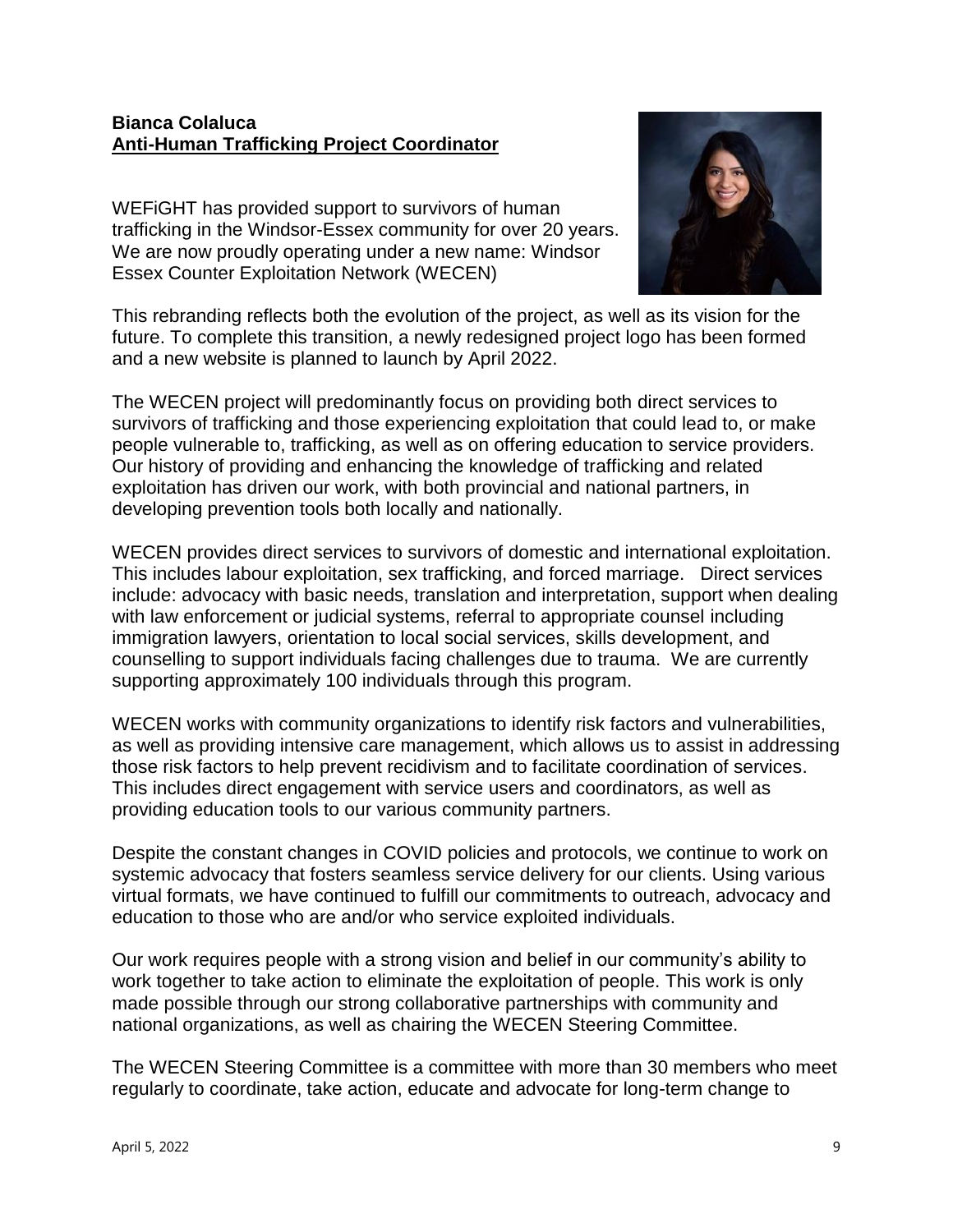**Bianca Colaluca**
**Anti-Human Trafficking Project Coordinator**

WEFiGHT has provided support to survivors of human trafficking in the Windsor-Essex community for over 20 years. We are now proudly operating under a new name: Windsor Essex Counter Exploitation Network (WECEN)

This rebranding reflects both the evolution of the project, as well as its vision for the future. To complete this transition, a newly redesigned project logo has been formed and a new website is planned to launch by April 2022.

The WECEN project will predominantly focus on providing both direct services to survivors of trafficking and those experiencing exploitation that could lead to, or make people vulnerable to, trafficking, as well as on offering education to service providers. Our history of providing and enhancing the knowledge of trafficking and related exploitation has driven our work, with both provincial and national partners, in developing prevention tools both locally and nationally.

WECEN provides direct services to survivors of domestic and international exploitation. This includes labour exploitation, sex trafficking, and forced marriage. Direct services include: advocacy with basic needs, translation and interpretation, support when dealing with law enforcement or judicial systems, referral to appropriate counsel including immigration lawyers, orientation to local social services, skills development, and counselling to support individuals facing challenges due to trauma. We are currently supporting approximately 100 individuals through this program.

WECEN works with community organizations to identify risk factors and vulnerabilities, as well as providing intensive care management, which allows us to assist in addressing those risk factors to help prevent recidivism and to facilitate coordination of services. This includes direct engagement with service users and coordinators, as well as providing education tools to our various community partners.

Despite the constant changes in COVID policies and protocols, we continue to work on systemic advocacy that fosters seamless service delivery for our clients. Using various virtual formats, we have continued to fulfill our commitments to outreach, advocacy and education to those who are and/or who service exploited individuals.

Our work requires people with a strong vision and belief in our community's ability to work together to take action to eliminate the exploitation of people. This work is only made possible through our strong collaborative partnerships with community and national organizations, as well as chairing the WECEN Steering Committee.

The WECEN Steering Committee is a committee with more than 30 members who meet regularly to coordinate, take action, educate and advocate for long-term change to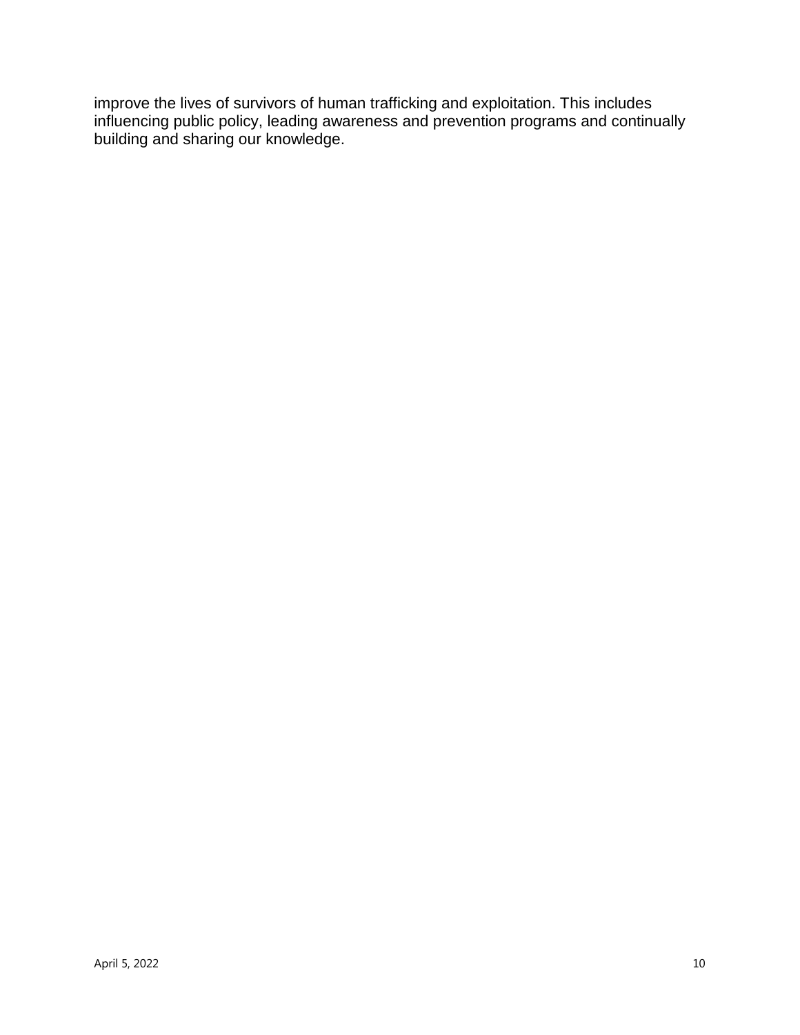improve the lives of survivors of human trafficking and exploitation. This includes influencing public policy, leading awareness and prevention programs and continually building and sharing our knowledge.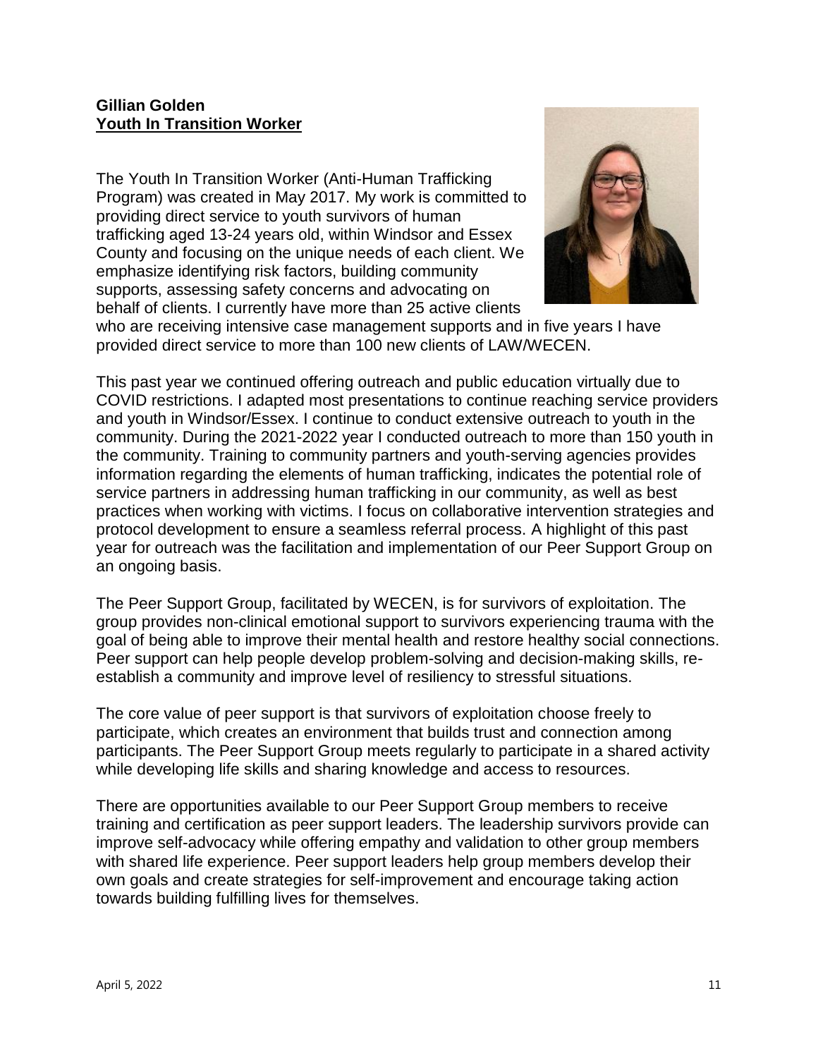**Gillian Golden**
**Youth In Transition Worker**

The Youth In Transition Worker (Anti-Human Trafficking Program) was created in May 2017. My work is committed to providing direct service to youth survivors of human trafficking aged 13-24 years old, within Windsor and Essex County and focusing on the unique needs of each client. We emphasize identifying risk factors, building community supports, assessing safety concerns and advocating on behalf of clients. I currently have more than 25 active clients who are receiving intensive case management supports and in five years I have provided direct service to more than 100 new clients of LAW/WECEN.

This past year we continued offering outreach and public education virtually due to COVID restrictions. I adapted most presentations to continue reaching service providers and youth in Windsor/Essex. I continue to conduct extensive outreach to youth in the community. During the 2021-2022 year I conducted outreach to more than 150 youth in the community. Training to community partners and youth-serving agencies provides information regarding the elements of human trafficking, indicates the potential role of service partners in addressing human trafficking in our community, as well as best practices when working with victims. I focus on collaborative intervention strategies and protocol development to ensure a seamless referral process. A highlight of this past year for outreach was the facilitation and implementation of our Peer Support Group on an ongoing basis.

The Peer Support Group, facilitated by WECEN, is for survivors of exploitation. The group provides non-clinical emotional support to survivors experiencing trauma with the goal of being able to improve their mental health and restore healthy social connections. Peer support can help people develop problem-solving and decision-making skills, re-establish a community and improve level of resiliency to stressful situations.

The core value of peer support is that survivors of exploitation choose freely to participate, which creates an environment that builds trust and connection among participants. The Peer Support Group meets regularly to participate in a shared activity while developing life skills and sharing knowledge and access to resources.

There are opportunities available to our Peer Support Group members to receive training and certification as peer support leaders. The leadership survivors provide can improve self-advocacy while offering empathy and validation to other group members with shared life experience. Peer support leaders help group members develop their own goals and create strategies for self-improvement and encourage taking action towards building fulfilling lives for themselves.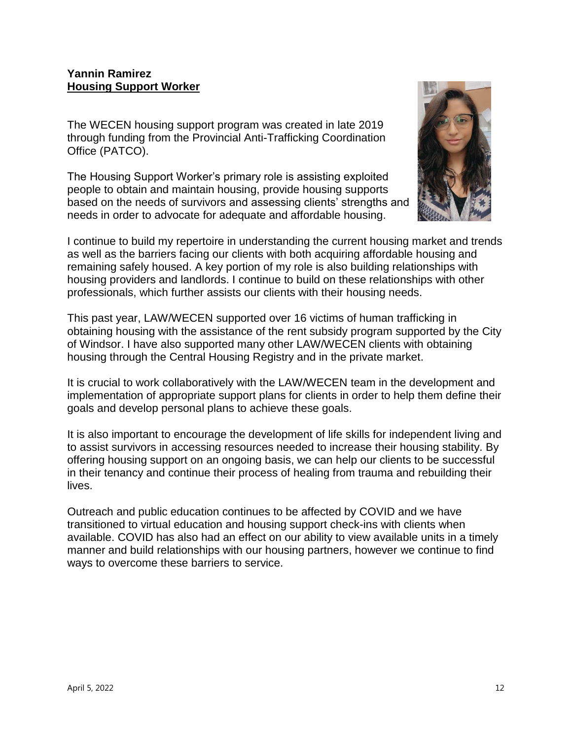**Yannin Ramirez**
**Housing Support Worker**

The WECEN housing support program was created in late 2019 through funding from the Provincial Anti-Trafficking Coordination Office (PATCO).

The Housing Support Worker's primary role is assisting exploited people to obtain and maintain housing, provide housing supports based on the needs of survivors and assessing clients' strengths and needs in order to advocate for adequate and affordable housing.

I continue to build my repertoire in understanding the current housing market and trends as well as the barriers facing our clients with both acquiring affordable housing and remaining safely housed. A key portion of my role is also building relationships with housing providers and landlords. I continue to build on these relationships with other professionals, which further assists our clients with their housing needs.

This past year, LAW/WECEN supported over 16 victims of human trafficking in obtaining housing with the assistance of the rent subsidy program supported by the City of Windsor. I have also supported many other LAW/WECEN clients with obtaining housing through the Central Housing Registry and in the private market.

It is crucial to work collaboratively with the LAW/WECEN team in the development and implementation of appropriate support plans for clients in order to help them define their goals and develop personal plans to achieve these goals.

It is also important to encourage the development of life skills for independent living and to assist survivors in accessing resources needed to increase their housing stability. By offering housing support on an ongoing basis, we can help our clients to be successful in their tenancy and continue their process of healing from trauma and rebuilding their lives.

Outreach and public education continues to be affected by COVID and we have transitioned to virtual education and housing support check-ins with clients when available. COVID has also had an effect on our ability to view available units in a timely manner and build relationships with our housing partners, however we continue to find ways to overcome these barriers to service.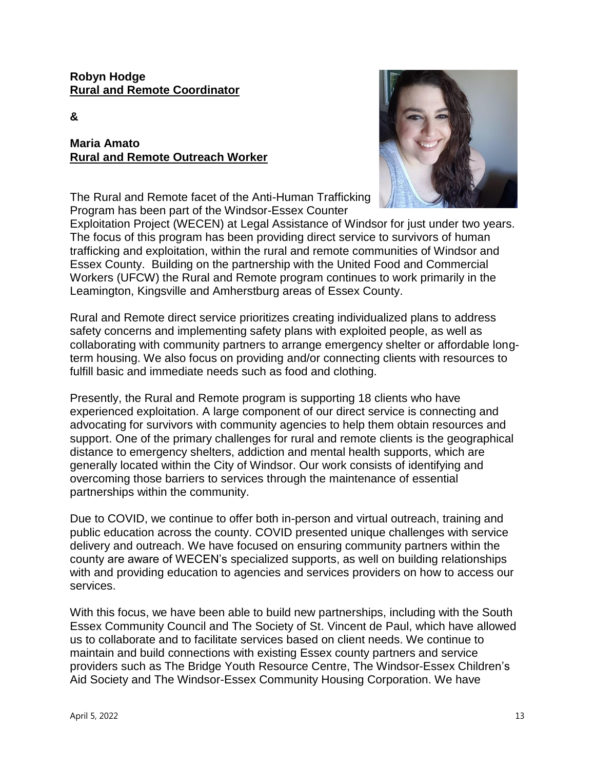**Robyn Hodge**
**<u>Rural and Remote Coordinator</u>**

**&**

**Maria Amato**
**<u>Rural and Remote Outreach Worker</u>**

The Rural and Remote facet of the Anti-Human Trafficking Program has been part of the Windsor-Essex Counter Exploitation Project (WECEN) at Legal Assistance of Windsor for just under two years. The focus of this program has been providing direct service to survivors of human trafficking and exploitation, within the rural and remote communities of Windsor and Essex County. Building on the partnership with the United Food and Commercial Workers (UFCW) the Rural and Remote program continues to work primarily in the Leamington, Kingsville and Amherstburg areas of Essex County.

Rural and Remote direct service prioritizes creating individualized plans to address safety concerns and implementing safety plans with exploited people, as well as collaborating with community partners to arrange emergency shelter or affordable long-term housing. We also focus on providing and/or connecting clients with resources to fulfill basic and immediate needs such as food and clothing.

Presently, the Rural and Remote program is supporting 18 clients who have experienced exploitation. A large component of our direct service is connecting and advocating for survivors with community agencies to help them obtain resources and support. One of the primary challenges for rural and remote clients is the geographical distance to emergency shelters, addiction and mental health supports, which are generally located within the City of Windsor. Our work consists of identifying and overcoming those barriers to services through the maintenance of essential partnerships within the community.

Due to COVID, we continue to offer both in-person and virtual outreach, training and public education across the county. COVID presented unique challenges with service delivery and outreach. We have focused on ensuring community partners within the county are aware of WECEN's specialized supports, as well on building relationships with and providing education to agencies and services providers on how to access our services.

With this focus, we have been able to build new partnerships, including with the South Essex Community Council and The Society of St. Vincent de Paul, which have allowed us to collaborate and to facilitate services based on client needs. We continue to maintain and build connections with existing Essex county partners and service providers such as The Bridge Youth Resource Centre, The Windsor-Essex Children's Aid Society and The Windsor-Essex Community Housing Corporation. We have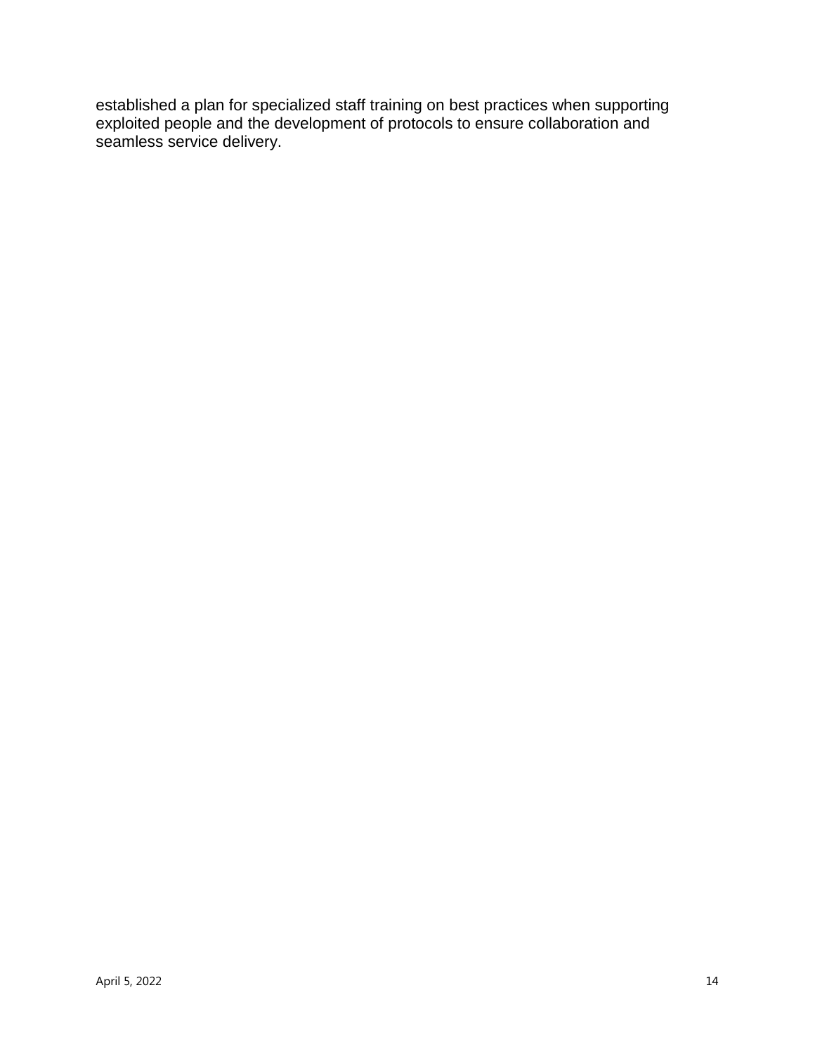established a plan for specialized staff training on best practices when supporting exploited people and the development of protocols to ensure collaboration and seamless service delivery.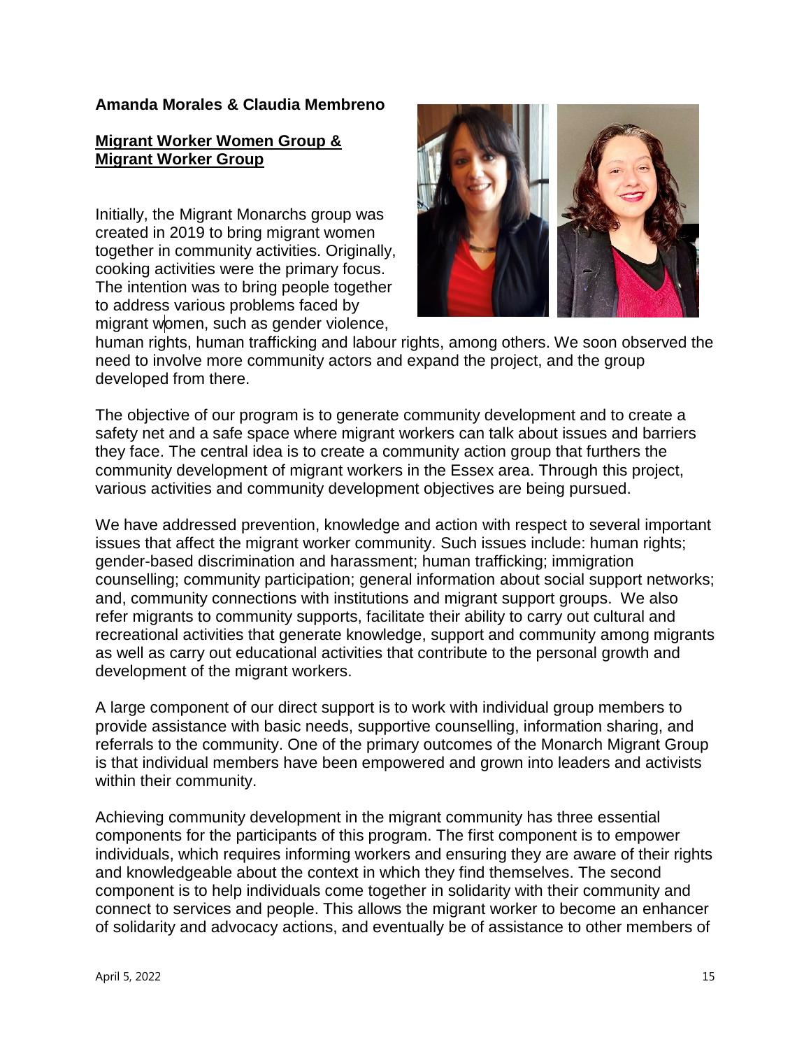**Amanda Morales & Claudia Membreno**

**Migrant Worker Women Group & Migrant Worker Group**

Initially, the Migrant Monarchs group was created in 2019 to bring migrant women together in community activities. Originally, cooking activities were the primary focus. The intention was to bring people together to address various problems faced by migrant women, such as gender violence, human rights, human trafficking and labour rights, among others. We soon observed the need to involve more community actors and expand the project, and the group developed from there.

The objective of our program is to generate community development and to create a safety net and a safe space where migrant workers can talk about issues and barriers they face. The central idea is to create a community action group that furthers the community development of migrant workers in the Essex area. Through this project, various activities and community development objectives are being pursued.

We have addressed prevention, knowledge and action with respect to several important issues that affect the migrant worker community. Such issues include: human rights; gender-based discrimination and harassment; human trafficking; immigration counselling; community participation; general information about social support networks; and, community connections with institutions and migrant support groups. We also refer migrants to community supports, facilitate their ability to carry out cultural and recreational activities that generate knowledge, support and community among migrants as well as carry out educational activities that contribute to the personal growth and development of the migrant workers.

A large component of our direct support is to work with individual group members to provide assistance with basic needs, supportive counselling, information sharing, and referrals to the community. One of the primary outcomes of the Monarch Migrant Group is that individual members have been empowered and grown into leaders and activists within their community.

Achieving community development in the migrant community has three essential components for the participants of this program. The first component is to empower individuals, which requires informing workers and ensuring they are aware of their rights and knowledgeable about the context in which they find themselves. The second component is to help individuals come together in solidarity with their community and connect to services and people. This allows the migrant worker to become an enhancer of solidarity and advocacy actions, and eventually be of assistance to other members of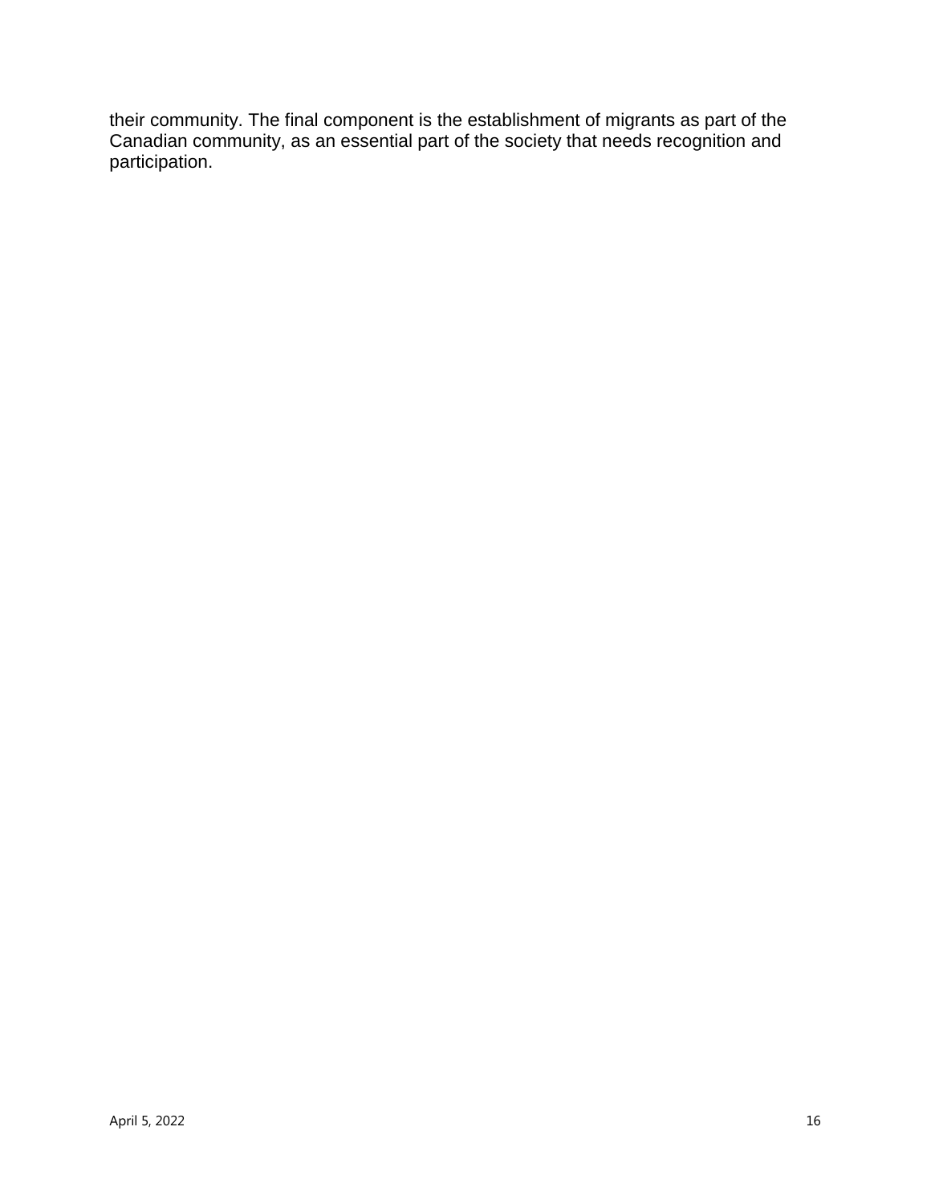their community. The final component is the establishment of migrants as part of the Canadian community, as an essential part of the society that needs recognition and participation.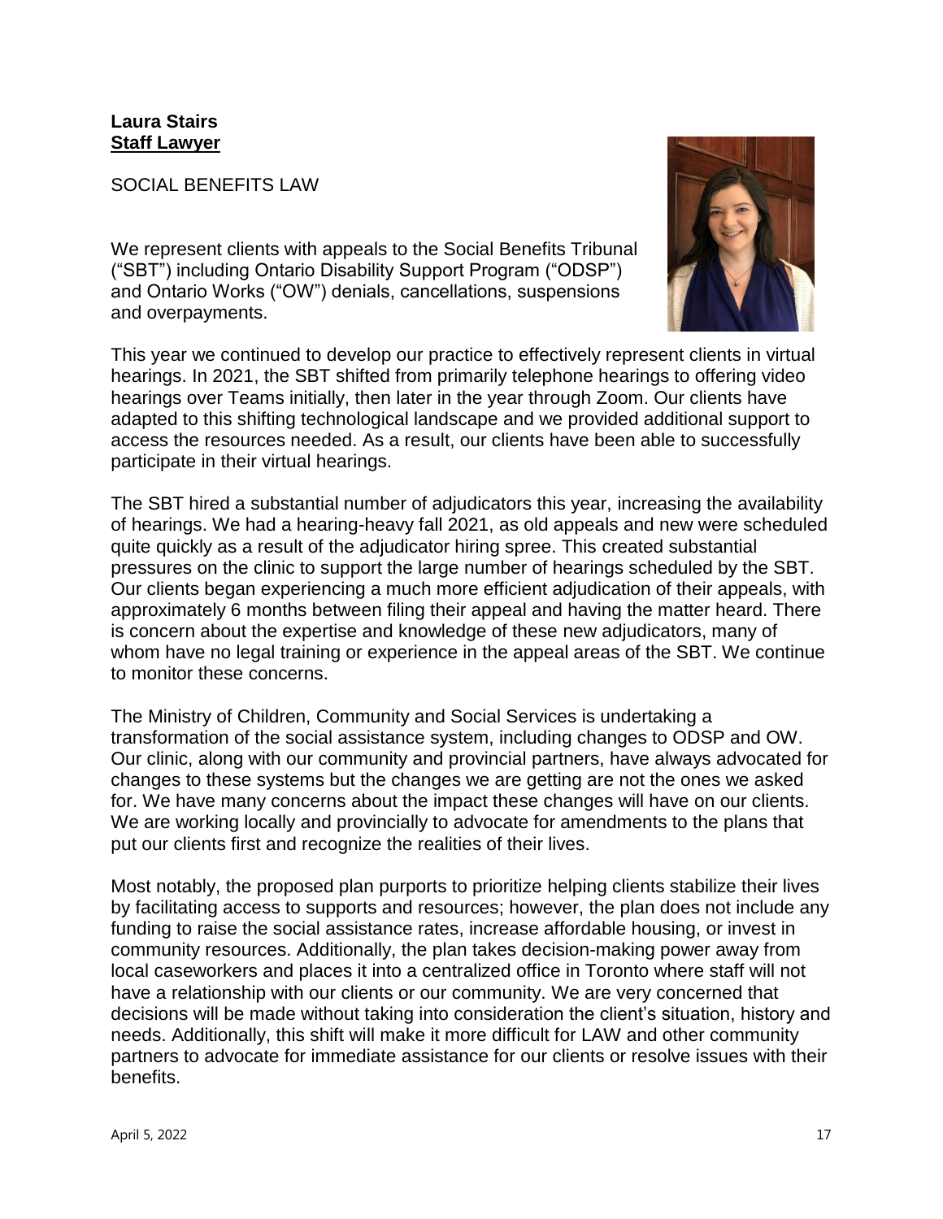**Laura Stairs**
**Staff Lawyer**

SOCIAL BENEFITS LAW

We represent clients with appeals to the Social Benefits Tribunal ("SBT") including Ontario Disability Support Program ("ODSP") and Ontario Works ("OW") denials, cancellations, suspensions and overpayments.

This year we continued to develop our practice to effectively represent clients in virtual hearings. In 2021, the SBT shifted from primarily telephone hearings to offering video hearings over Teams initially, then later in the year through Zoom. Our clients have adapted to this shifting technological landscape and we provided additional support to access the resources needed. As a result, our clients have been able to successfully participate in their virtual hearings.

The SBT hired a substantial number of adjudicators this year, increasing the availability of hearings. We had a hearing-heavy fall 2021, as old appeals and new were scheduled quite quickly as a result of the adjudicator hiring spree. This created substantial pressures on the clinic to support the large number of hearings scheduled by the SBT. Our clients began experiencing a much more efficient adjudication of their appeals, with approximately 6 months between filing their appeal and having the matter heard. There is concern about the expertise and knowledge of these new adjudicators, many of whom have no legal training or experience in the appeal areas of the SBT. We continue to monitor these concerns.

The Ministry of Children, Community and Social Services is undertaking a transformation of the social assistance system, including changes to ODSP and OW. Our clinic, along with our community and provincial partners, have always advocated for changes to these systems but the changes we are getting are not the ones we asked for. We have many concerns about the impact these changes will have on our clients. We are working locally and provincially to advocate for amendments to the plans that put our clients first and recognize the realities of their lives.

Most notably, the proposed plan purports to prioritize helping clients stabilize their lives by facilitating access to supports and resources; however, the plan does not include any funding to raise the social assistance rates, increase affordable housing, or invest in community resources. Additionally, the plan takes decision-making power away from local caseworkers and places it into a centralized office in Toronto where staff will not have a relationship with our clients or our community. We are very concerned that decisions will be made without taking into consideration the client's situation, history and needs. Additionally, this shift will make it more difficult for LAW and other community partners to advocate for immediate assistance for our clients or resolve issues with their benefits.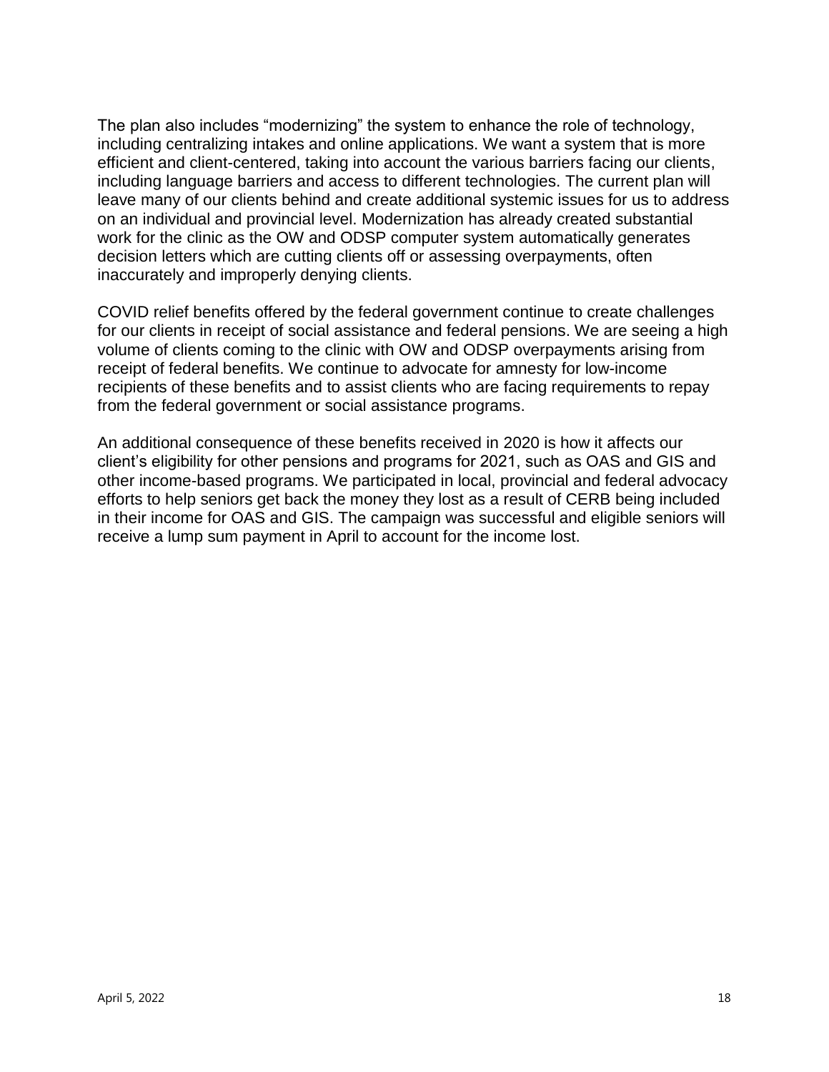The plan also includes “modernizing” the system to enhance the role of technology, including centralizing intakes and online applications. We want a system that is more efficient and client-centered, taking into account the various barriers facing our clients, including language barriers and access to different technologies. The current plan will leave many of our clients behind and create additional systemic issues for us to address on an individual and provincial level. Modernization has already created substantial work for the clinic as the OW and ODSP computer system automatically generates decision letters which are cutting clients off or assessing overpayments, often inaccurately and improperly denying clients.

COVID relief benefits offered by the federal government continue to create challenges for our clients in receipt of social assistance and federal pensions. We are seeing a high volume of clients coming to the clinic with OW and ODSP overpayments arising from receipt of federal benefits. We continue to advocate for amnesty for low-income recipients of these benefits and to assist clients who are facing requirements to repay from the federal government or social assistance programs.

An additional consequence of these benefits received in 2020 is how it affects our client’s eligibility for other pensions and programs for 2021, such as OAS and GIS and other income-based programs. We participated in local, provincial and federal advocacy efforts to help seniors get back the money they lost as a result of CERB being included in their income for OAS and GIS. The campaign was successful and eligible seniors will receive a lump sum payment in April to account for the income lost.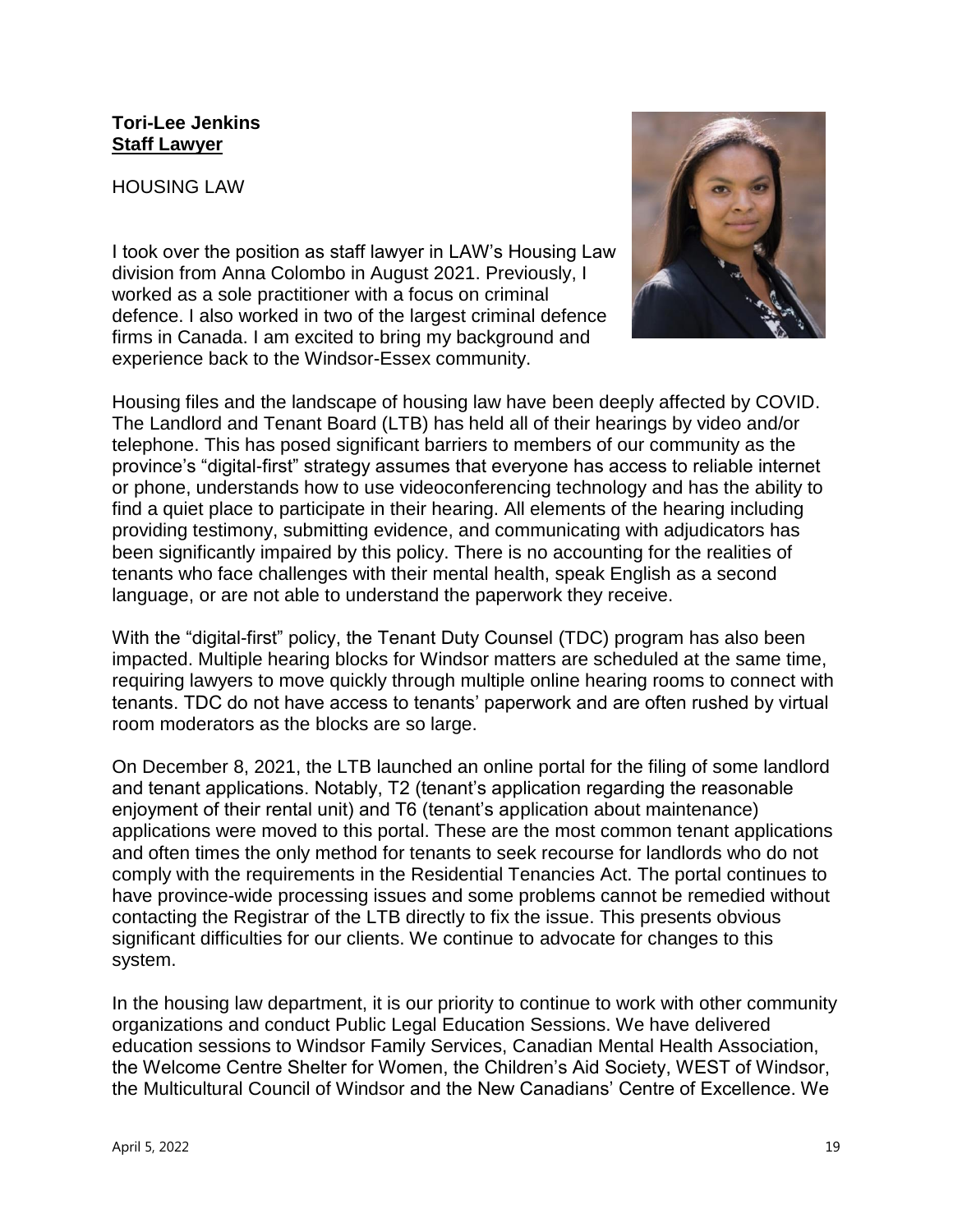**Tori-Lee Jenkins**
**Staff Lawyer**

HOUSING LAW

I took over the position as staff lawyer in LAW's Housing Law division from Anna Colombo in August 2021. Previously, I worked as a sole practitioner with a focus on criminal defence. I also worked in two of the largest criminal defence firms in Canada. I am excited to bring my background and experience back to the Windsor-Essex community.

Housing files and the landscape of housing law have been deeply affected by COVID. The Landlord and Tenant Board (LTB) has held all of their hearings by video and/or telephone. This has posed significant barriers to members of our community as the province's "digital-first" strategy assumes that everyone has access to reliable internet or phone, understands how to use videoconferencing technology and has the ability to find a quiet place to participate in their hearing. All elements of the hearing including providing testimony, submitting evidence, and communicating with adjudicators has been significantly impaired by this policy. There is no accounting for the realities of tenants who face challenges with their mental health, speak English as a second language, or are not able to understand the paperwork they receive.

With the "digital-first" policy, the Tenant Duty Counsel (TDC) program has also been impacted. Multiple hearing blocks for Windsor matters are scheduled at the same time, requiring lawyers to move quickly through multiple online hearing rooms to connect with tenants. TDC do not have access to tenants' paperwork and are often rushed by virtual room moderators as the blocks are so large.

On December 8, 2021, the LTB launched an online portal for the filing of some landlord and tenant applications. Notably, T2 (tenant's application regarding the reasonable enjoyment of their rental unit) and T6 (tenant's application about maintenance) applications were moved to this portal. These are the most common tenant applications and often times the only method for tenants to seek recourse for landlords who do not comply with the requirements in the Residential Tenancies Act. The portal continues to have province-wide processing issues and some problems cannot be remedied without contacting the Registrar of the LTB directly to fix the issue. This presents obvious significant difficulties for our clients. We continue to advocate for changes to this system.

In the housing law department, it is our priority to continue to work with other community organizations and conduct Public Legal Education Sessions. We have delivered education sessions to Windsor Family Services, Canadian Mental Health Association, the Welcome Centre Shelter for Women, the Children's Aid Society, WEST of Windsor, the Multicultural Council of Windsor and the New Canadians' Centre of Excellence. We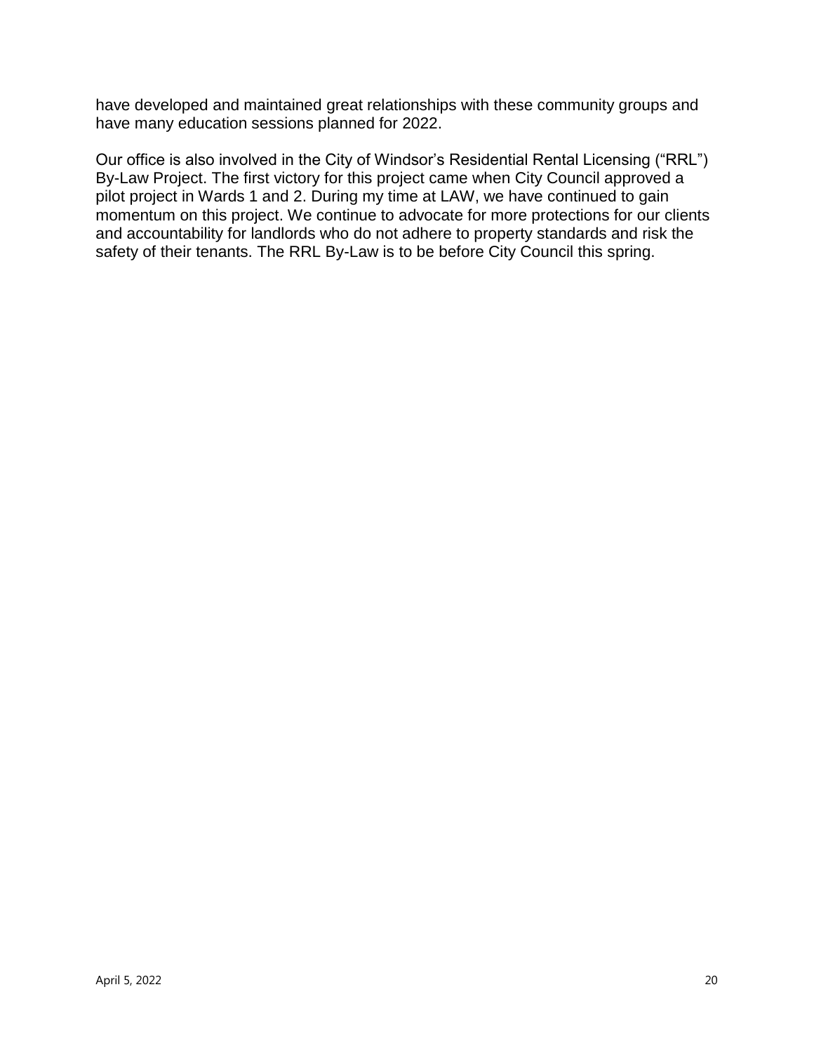have developed and maintained great relationships with these community groups and have many education sessions planned for 2022.

Our office is also involved in the City of Windsor's Residential Rental Licensing ("RRL") By-Law Project. The first victory for this project came when City Council approved a pilot project in Wards 1 and 2. During my time at LAW, we have continued to gain momentum on this project. We continue to advocate for more protections for our clients and accountability for landlords who do not adhere to property standards and risk the safety of their tenants. The RRL By-Law is to be before City Council this spring.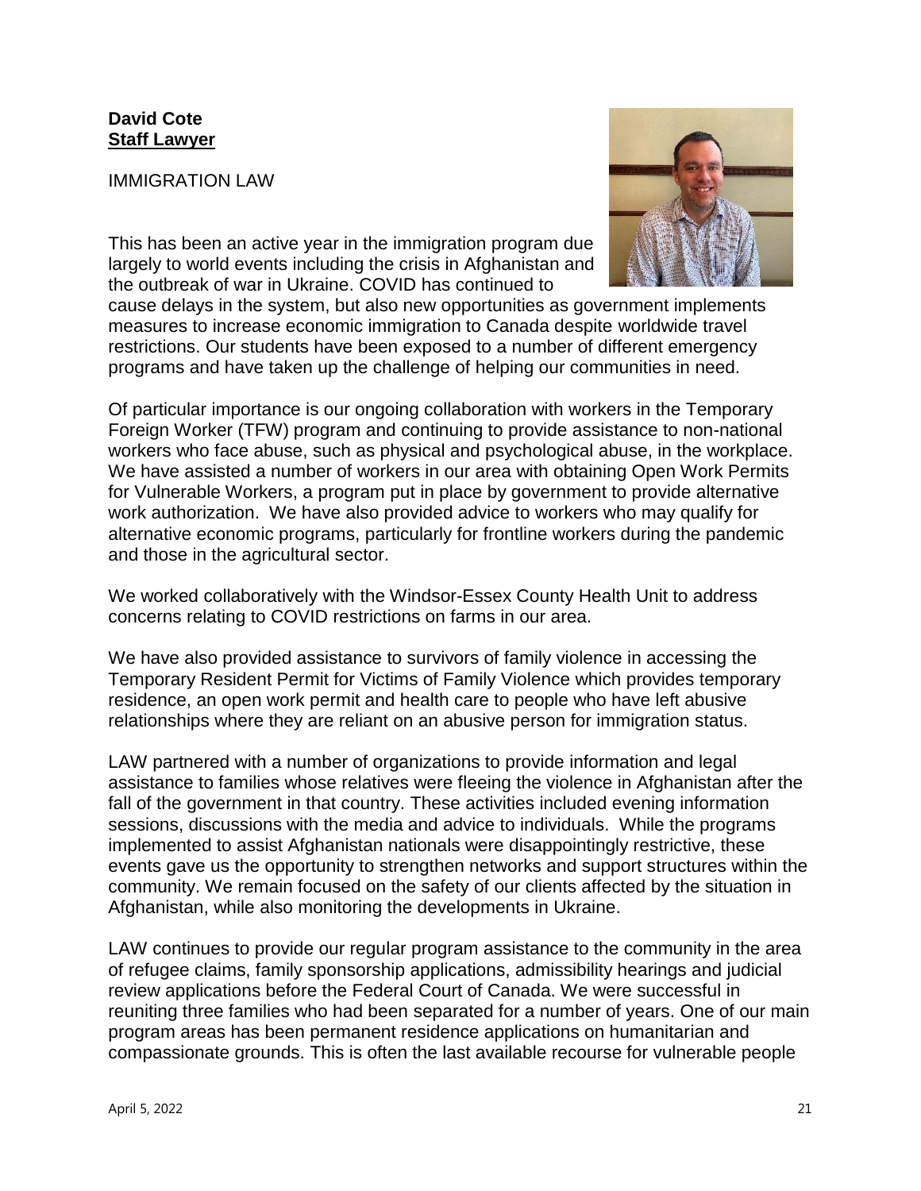**David Cote**
**Staff Lawyer**

IMMIGRATION LAW

This has been an active year in the immigration program due largely to world events including the crisis in Afghanistan and the outbreak of war in Ukraine. COVID has continued to cause delays in the system, but also new opportunities as government implements measures to increase economic immigration to Canada despite worldwide travel restrictions. Our students have been exposed to a number of different emergency programs and have taken up the challenge of helping our communities in need.

Of particular importance is our ongoing collaboration with workers in the Temporary Foreign Worker (TFW) program and continuing to provide assistance to non-national workers who face abuse, such as physical and psychological abuse, in the workplace. We have assisted a number of workers in our area with obtaining Open Work Permits for Vulnerable Workers, a program put in place by government to provide alternative work authorization. We have also provided advice to workers who may qualify for alternative economic programs, particularly for frontline workers during the pandemic and those in the agricultural sector.

We worked collaboratively with the Windsor-Essex County Health Unit to address concerns relating to COVID restrictions on farms in our area.

We have also provided assistance to survivors of family violence in accessing the Temporary Resident Permit for Victims of Family Violence which provides temporary residence, an open work permit and health care to people who have left abusive relationships where they are reliant on an abusive person for immigration status.

LAW partnered with a number of organizations to provide information and legal assistance to families whose relatives were fleeing the violence in Afghanistan after the fall of the government in that country. These activities included evening information sessions, discussions with the media and advice to individuals. While the programs implemented to assist Afghanistan nationals were disappointingly restrictive, these events gave us the opportunity to strengthen networks and support structures within the community. We remain focused on the safety of our clients affected by the situation in Afghanistan, while also monitoring the developments in Ukraine.

LAW continues to provide our regular program assistance to the community in the area of refugee claims, family sponsorship applications, admissibility hearings and judicial review applications before the Federal Court of Canada. We were successful in reuniting three families who had been separated for a number of years. One of our main program areas has been permanent residence applications on humanitarian and compassionate grounds. This is often the last available recourse for vulnerable people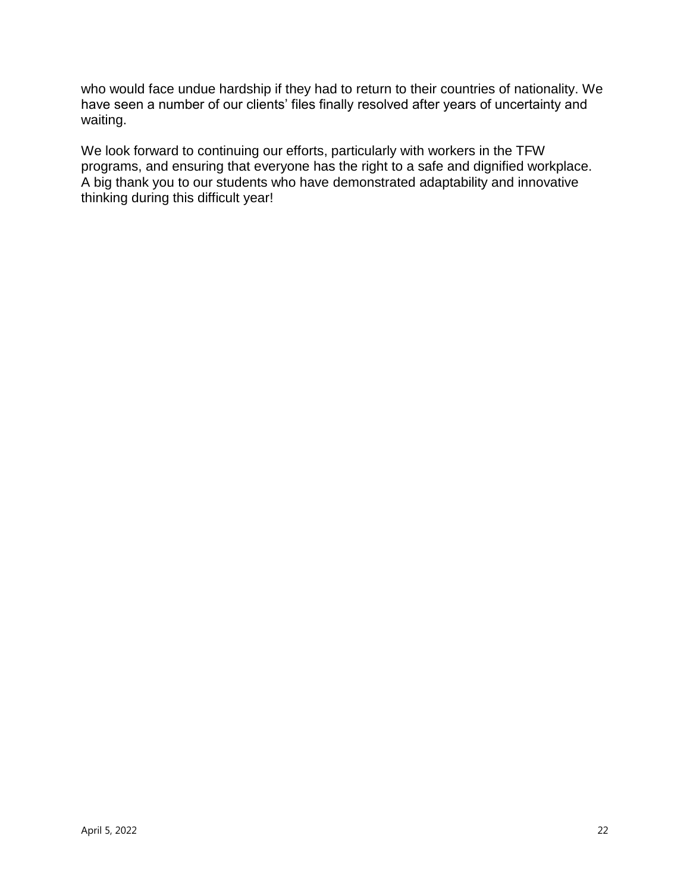who would face undue hardship if they had to return to their countries of nationality. We have seen a number of our clients' files finally resolved after years of uncertainty and waiting.

We look forward to continuing our efforts, particularly with workers in the TFW programs, and ensuring that everyone has the right to a safe and dignified workplace. A big thank you to our students who have demonstrated adaptability and innovative thinking during this difficult year!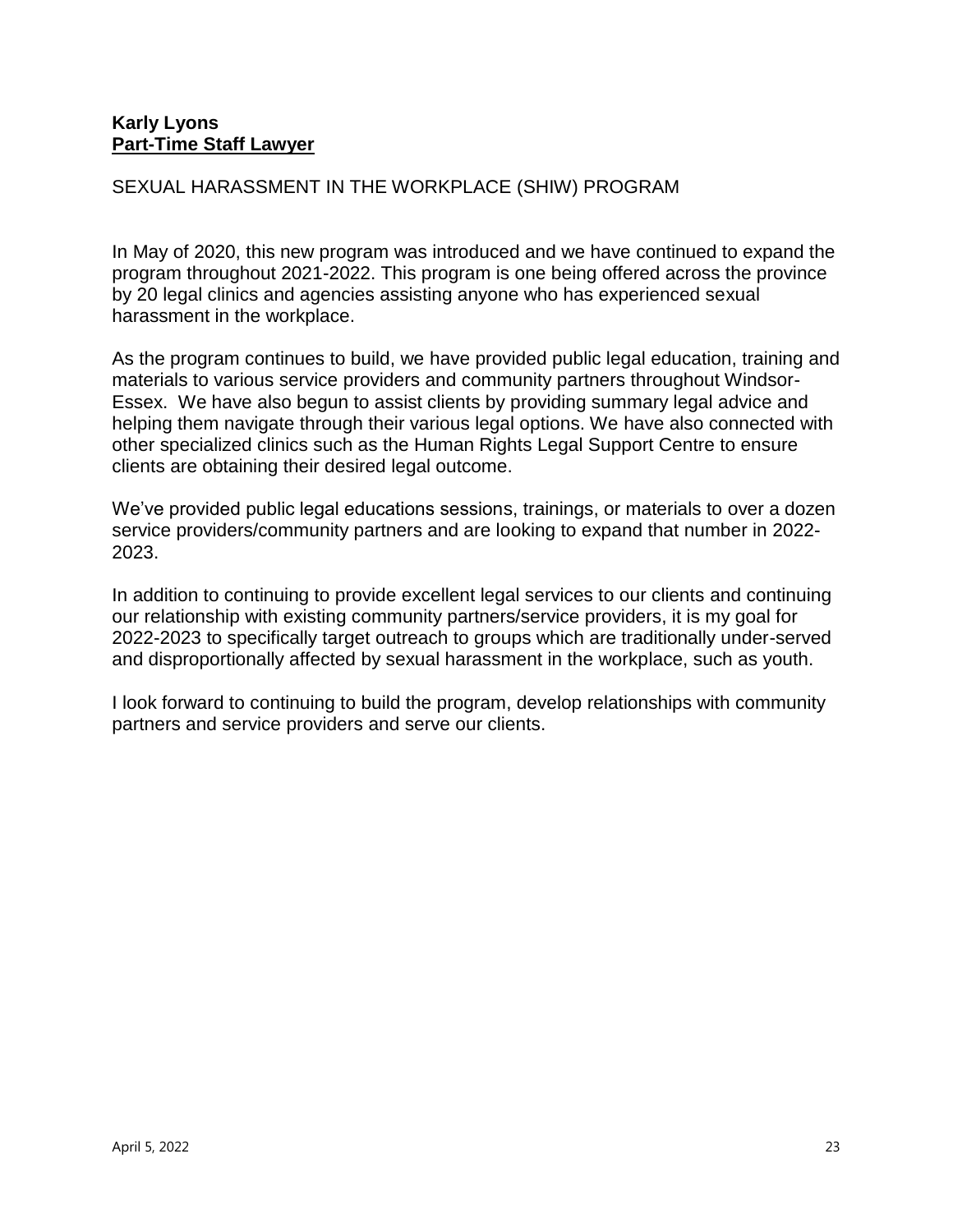**Karly Lyons**
**Part-Time Staff Lawyer**

SEXUAL HARASSMENT IN THE WORKPLACE (SHIW) PROGRAM

In May of 2020, this new program was introduced and we have continued to expand the program throughout 2021-2022. This program is one being offered across the province by 20 legal clinics and agencies assisting anyone who has experienced sexual harassment in the workplace.

As the program continues to build, we have provided public legal education, training and materials to various service providers and community partners throughout Windsor-Essex. We have also begun to assist clients by providing summary legal advice and helping them navigate through their various legal options. We have also connected with other specialized clinics such as the Human Rights Legal Support Centre to ensure clients are obtaining their desired legal outcome.

We've provided public legal educations sessions, trainings, or materials to over a dozen service providers/community partners and are looking to expand that number in 2022-2023.

In addition to continuing to provide excellent legal services to our clients and continuing our relationship with existing community partners/service providers, it is my goal for 2022-2023 to specifically target outreach to groups which are traditionally under-served and disproportionally affected by sexual harassment in the workplace, such as youth.

I look forward to continuing to build the program, develop relationships with community partners and service providers and serve our clients.